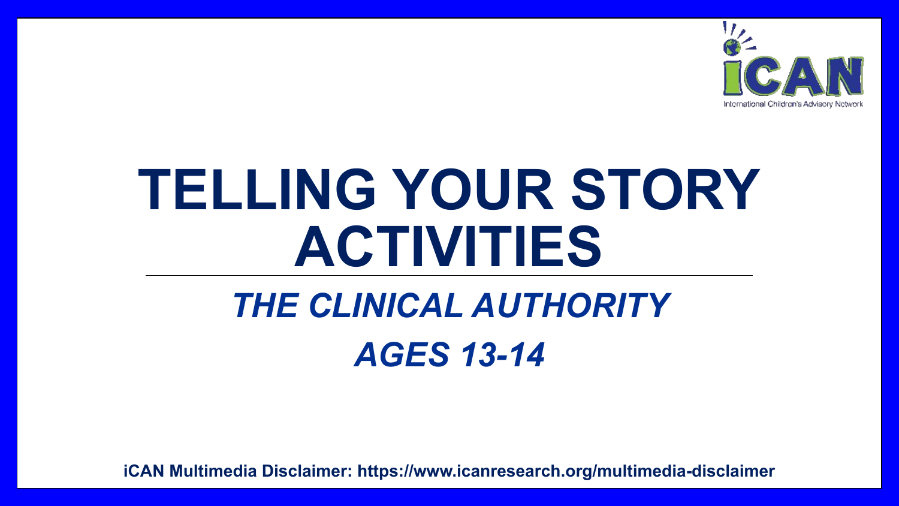iCAN
International Children's Advisory Network

# TELLING YOUR STORY ACTIVITIES

## *THE CLINICAL AUTHORITY*

## *AGES 13-14*

**iCAN Multimedia Disclaimer: https://www.icanresearch.org/multimedia-disclaimer**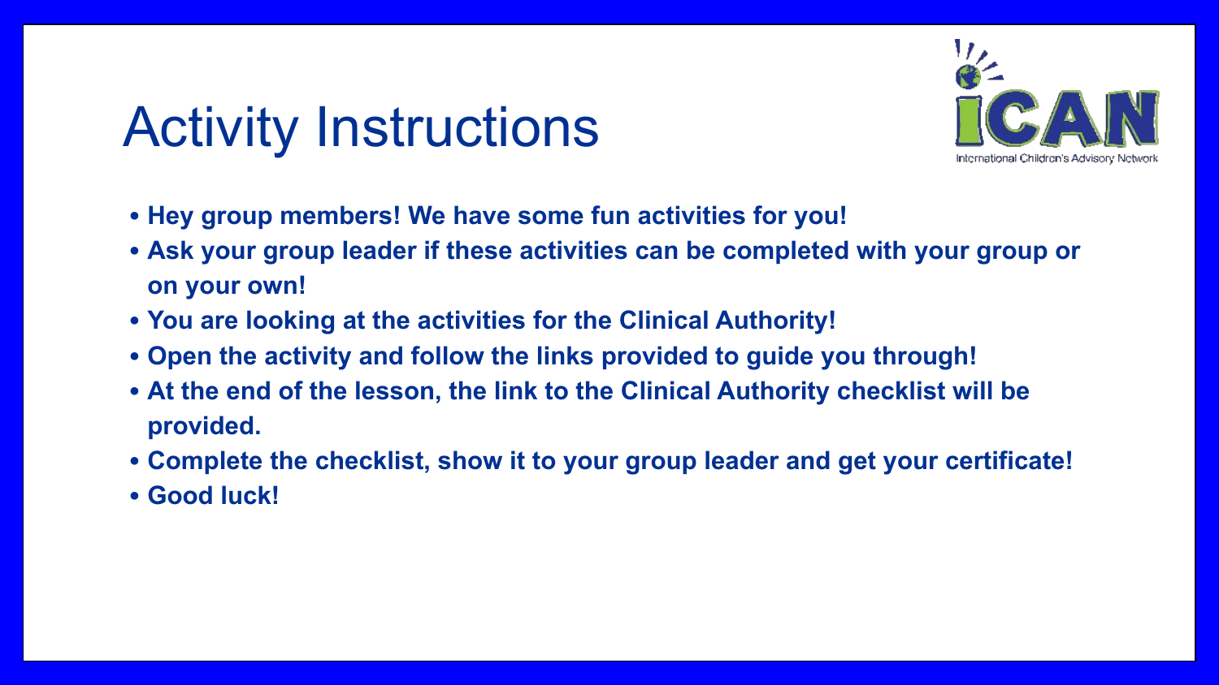# Activity Instructions

- **Hey group members! We have some fun activities for you!**
- **Ask your group leader if these activities can be completed with your group or on your own!**
- **You are looking at the activities for the Clinical Authority!**
- **Open the activity and follow the links provided to guide you through!**
- **At the end of the lesson, the link to the Clinical Authority checklist will be provided.**
- **Complete the checklist, show it to your group leader and get your certificate!**
- **Good luck!**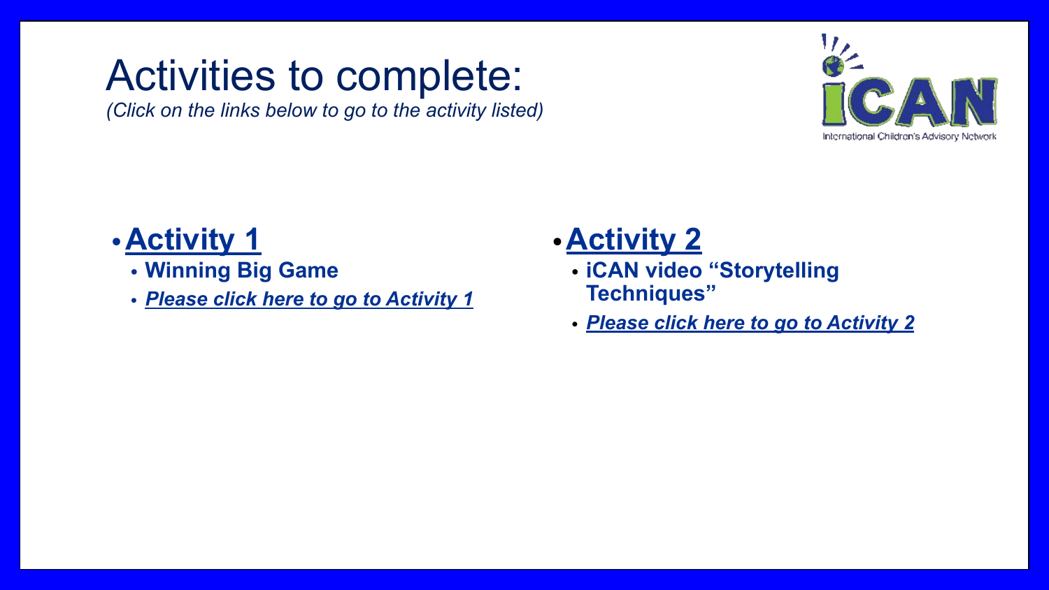# Activities to complete:

*(Click on the links below to go to the activity listed)*

- **Activity 1**
  - **Winning Big Game**
  - ***Please click here to go to Activity 1***

- **Activity 2**
  - **iCAN video "Storytelling Techniques"**
  - ***Please click here to go to Activity 2***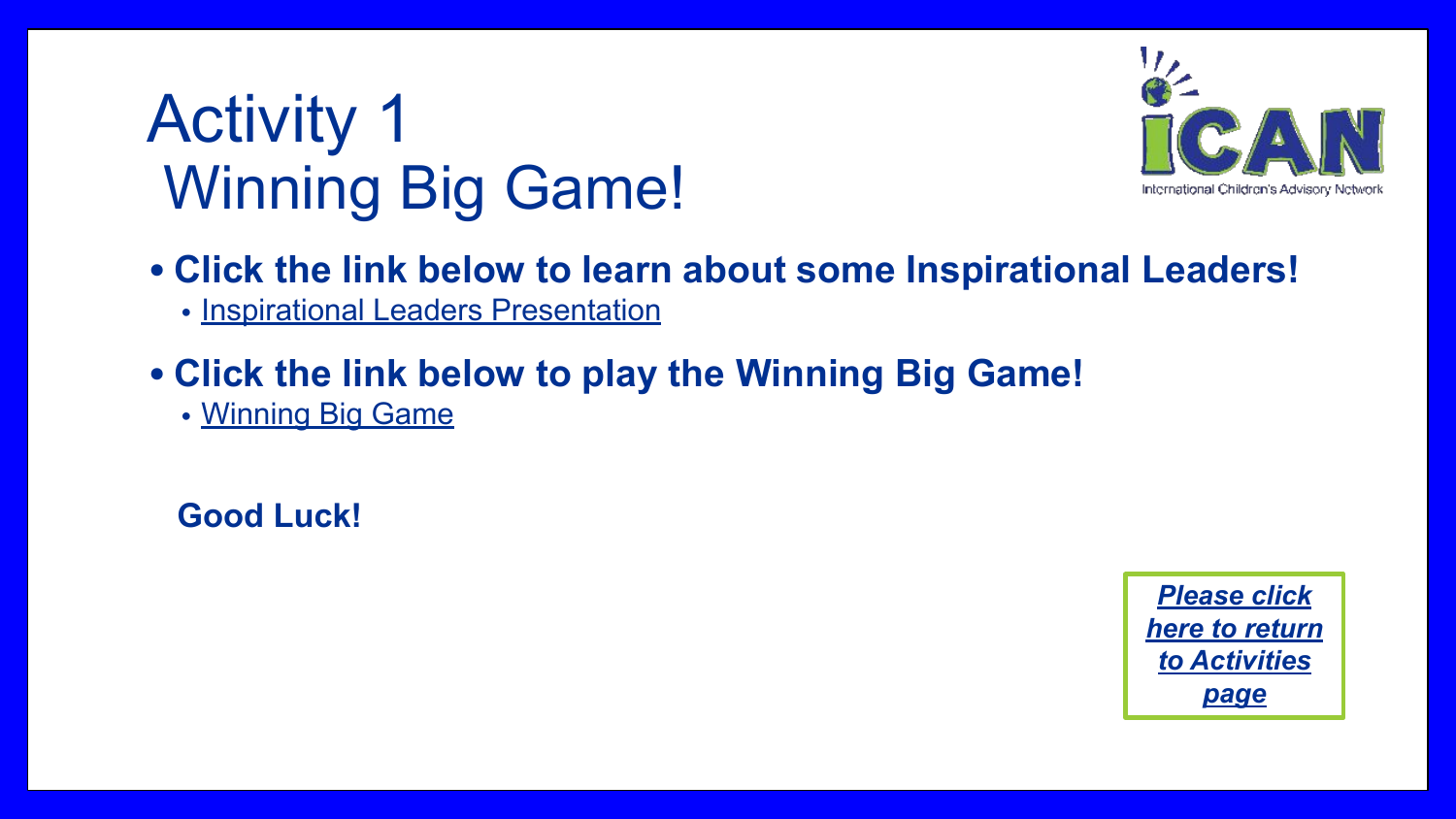# Activity 1
# Winning Big Game!

- **Click the link below to learn about some Inspirational Leaders!**
  - Inspirational Leaders Presentation
- **Click the link below to play the Winning Big Game!**
  - Winning Big Game

**Good Luck!**

***Please click here to return to Activities page***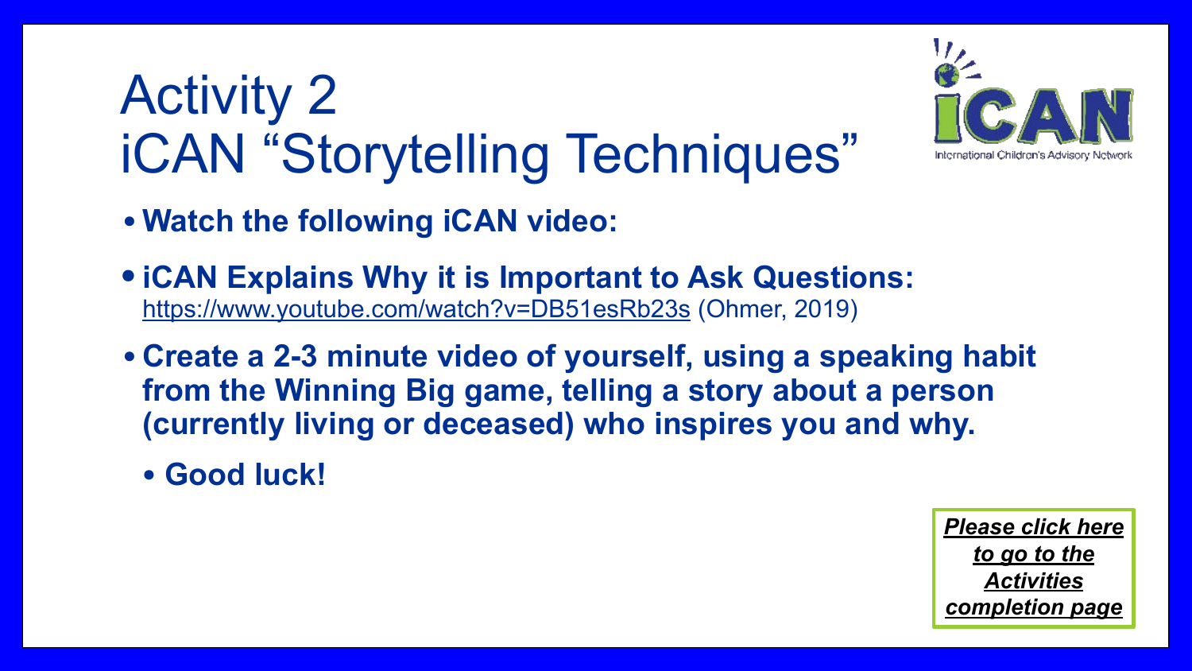# Activity 2
# iCAN "Storytelling Techniques"

International Children's Advisory Network

- **Watch the following iCAN video:**
- **iCAN Explains Why it is Important to Ask Questions:** https://www.youtube.com/watch?v=DB51esRb23s (Ohmer, 2019)
- **Create a 2-3 minute video of yourself, using a speaking habit from the Winning Big game, telling a story about a person (currently living or deceased) who inspires you and why.**
  - **Good luck!**

***Please click here to go to the Activities completion page***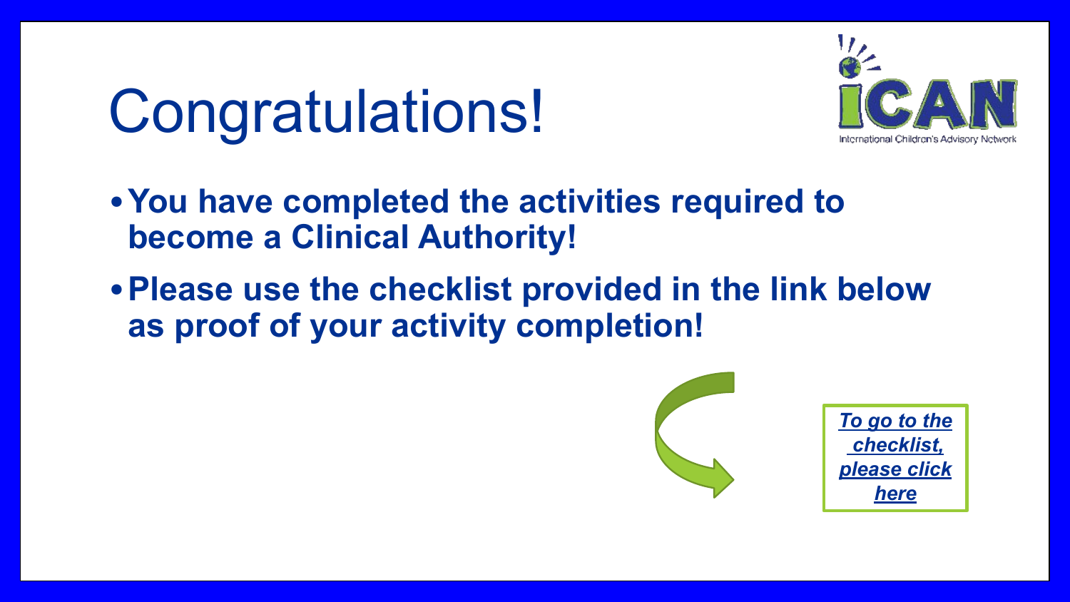# Congratulations!

iCAN
International Children's Advisory Network

- **You have completed the activities required to become a Clinical Authority!**
- **Please use the checklist provided in the link below as proof of your activity completion!**

***To go to the checklist, please click here***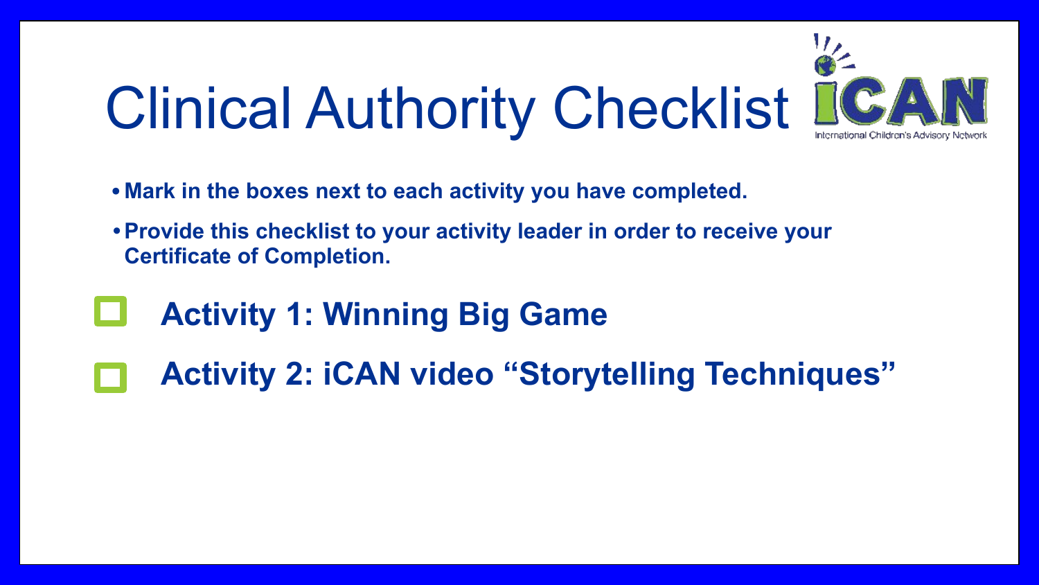# Clinical Authority Checklist

iCAN
International Children's Advisory Network

- **Mark in the boxes next to each activity you have completed.**
- **Provide this checklist to your activity leader in order to receive your Certificate of Completion.**

- [ ] **Activity 1: Winning Big Game**
- [ ] **Activity 2: iCAN video "Storytelling Techniques"**